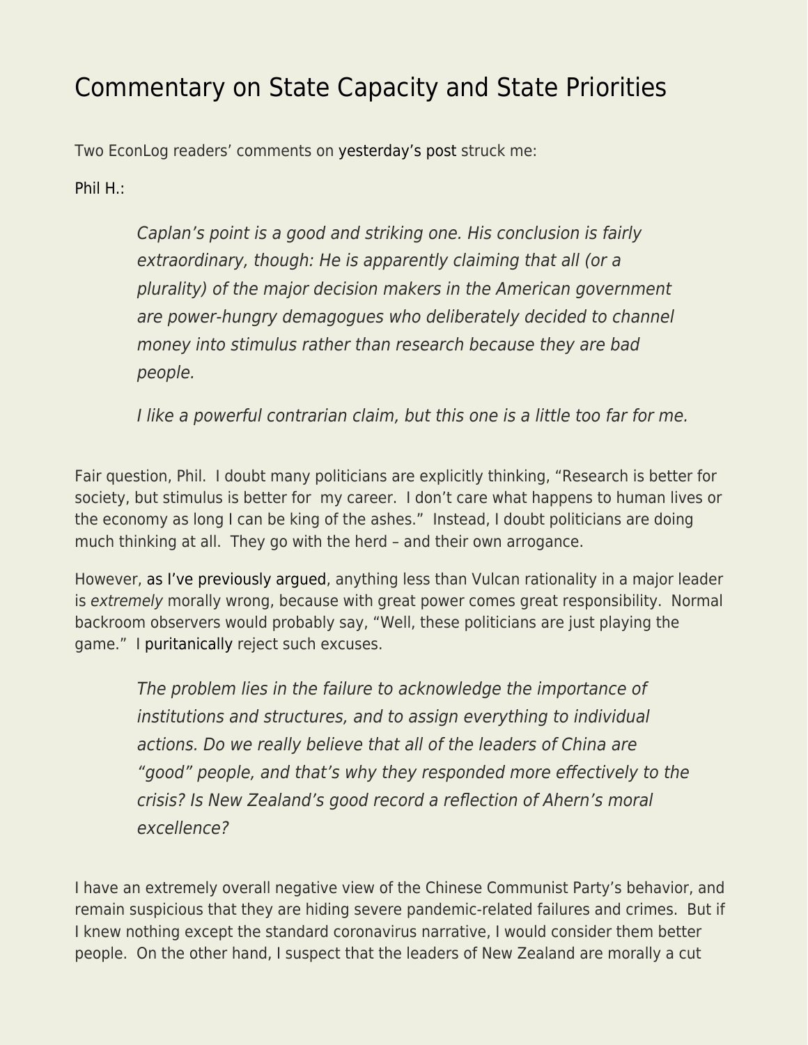# Commentary on State Capacity and State Priorities

Two EconLog readers' comments on yesterday's post struck me:

Phil H.:

> *Caplan's point is a good and striking one. His conclusion is fairly extraordinary, though: He is apparently claiming that all (or a plurality) of the major decision makers in the American government are power-hungry demagogues who deliberately decided to channel money into stimulus rather than research because they are bad people.*
>
> *I like a powerful contrarian claim, but this one is a little too far for me.*

Fair question, Phil. I doubt many politicians are explicitly thinking, "Research is better for society, but stimulus is better for my career. I don't care what happens to human lives or the economy as long I can be king of the ashes." Instead, I doubt politicians are doing much thinking at all. They go with the herd – and their own arrogance.

However, as I've previously argued, anything less than Vulcan rationality in a major leader is *extremely* morally wrong, because with great power comes great responsibility. Normal backroom observers would probably say, "Well, these politicians are just playing the game." I puritanically reject such excuses.

> *The problem lies in the failure to acknowledge the importance of institutions and structures, and to assign everything to individual actions. Do we really believe that all of the leaders of China are "good" people, and that's why they responded more effectively to the crisis? Is New Zealand's good record a reflection of Ahern's moral excellence?*

I have an extremely overall negative view of the Chinese Communist Party's behavior, and remain suspicious that they are hiding severe pandemic-related failures and crimes. But if I knew nothing except the standard coronavirus narrative, I would consider them better people. On the other hand, I suspect that the leaders of New Zealand are morally a cut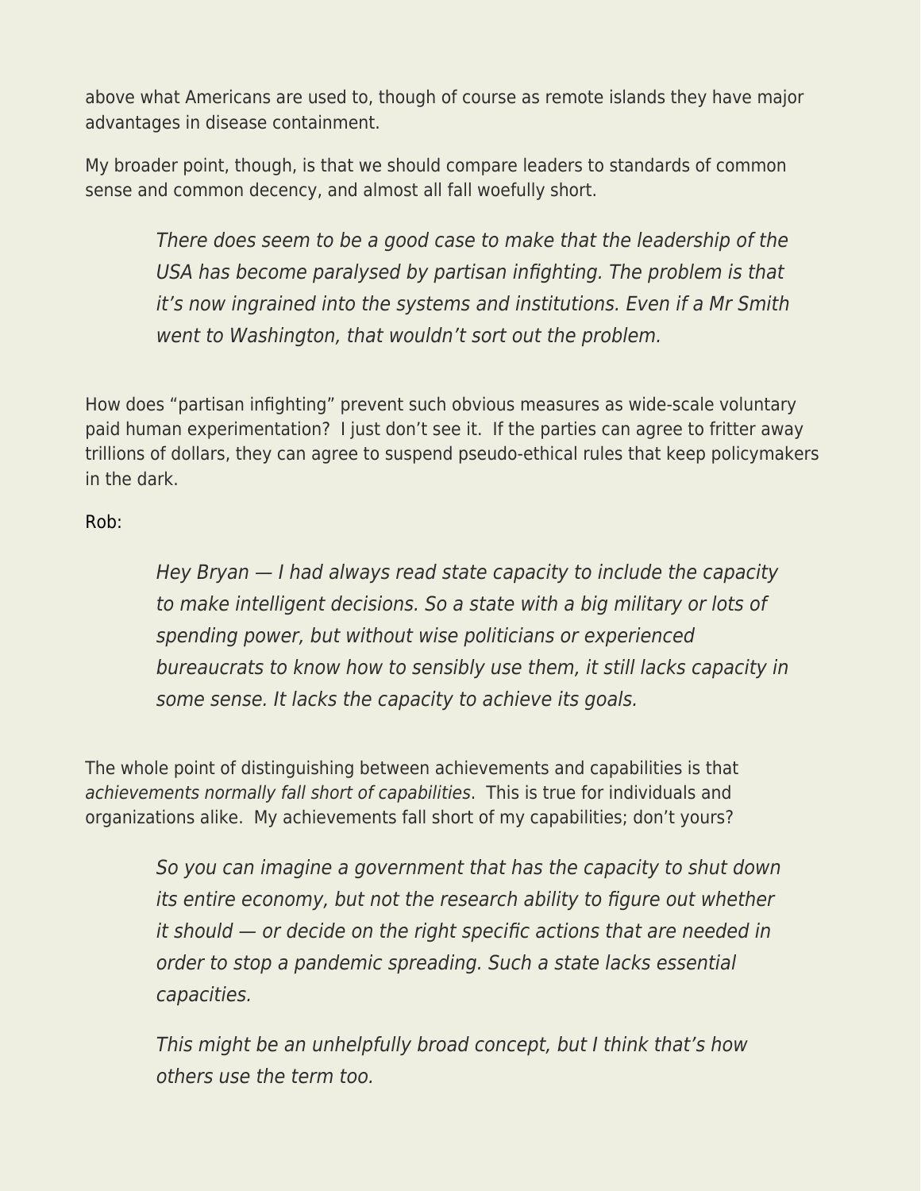above what Americans are used to, though of course as remote islands they have major advantages in disease containment.

My broader point, though, is that we should compare leaders to standards of common sense and common decency, and almost all fall woefully short.

> *There does seem to be a good case to make that the leadership of the USA has become paralysed by partisan infighting. The problem is that it's now ingrained into the systems and institutions. Even if a Mr Smith went to Washington, that wouldn't sort out the problem.*

How does "partisan infighting" prevent such obvious measures as wide-scale voluntary paid human experimentation? I just don't see it. If the parties can agree to fritter away trillions of dollars, they can agree to suspend pseudo-ethical rules that keep policymakers in the dark.

Rob:

> *Hey Bryan — I had always read state capacity to include the capacity to make intelligent decisions. So a state with a big military or lots of spending power, but without wise politicians or experienced bureaucrats to know how to sensibly use them, it still lacks capacity in some sense. It lacks the capacity to achieve its goals.*

The whole point of distinguishing between achievements and capabilities is that *achievements normally fall short of capabilities*. This is true for individuals and organizations alike. My achievements fall short of my capabilities; don't yours?

> *So you can imagine a government that has the capacity to shut down its entire economy, but not the research ability to figure out whether it should — or decide on the right specific actions that are needed in order to stop a pandemic spreading. Such a state lacks essential capacities.*
>
> *This might be an unhelpfully broad concept, but I think that's how others use the term too.*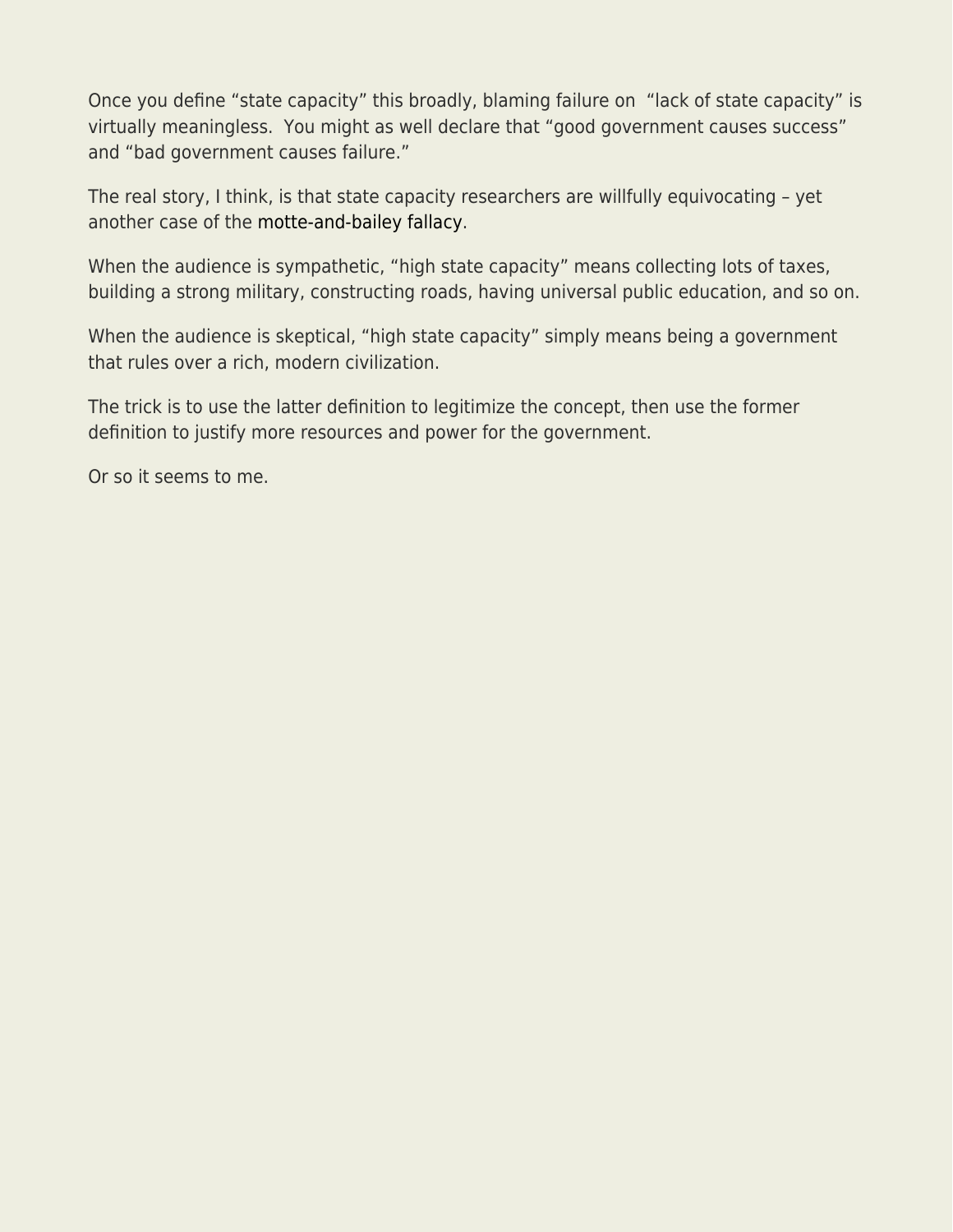Once you define "state capacity" this broadly, blaming failure on "lack of state capacity" is virtually meaningless. You might as well declare that "good government causes success" and "bad government causes failure."

The real story, I think, is that state capacity researchers are willfully equivocating – yet another case of the motte-and-bailey fallacy.

When the audience is sympathetic, "high state capacity" means collecting lots of taxes, building a strong military, constructing roads, having universal public education, and so on.

When the audience is skeptical, "high state capacity" simply means being a government that rules over a rich, modern civilization.

The trick is to use the latter definition to legitimize the concept, then use the former definition to justify more resources and power for the government.

Or so it seems to me.